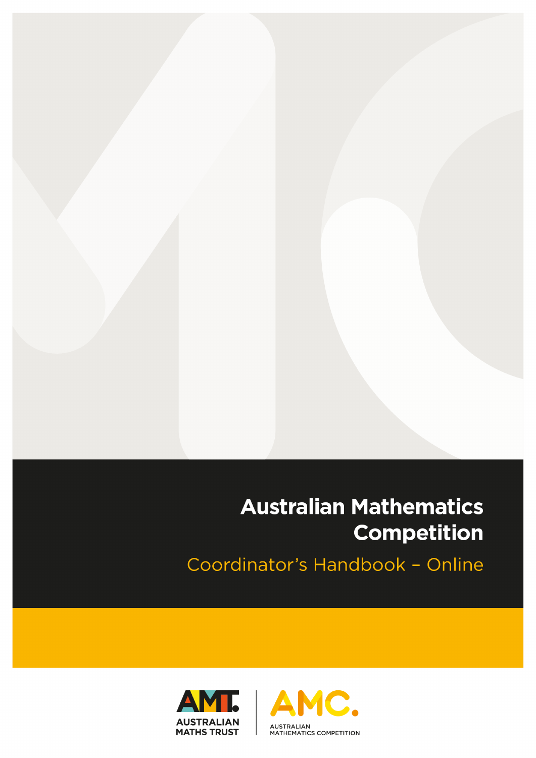# Australian Mathematics Competition

## Coordinator's Handbook – Online

AUSTRALIAN MATHS TRUST

AUSTRALIAN MATHEMATICS COMPETITION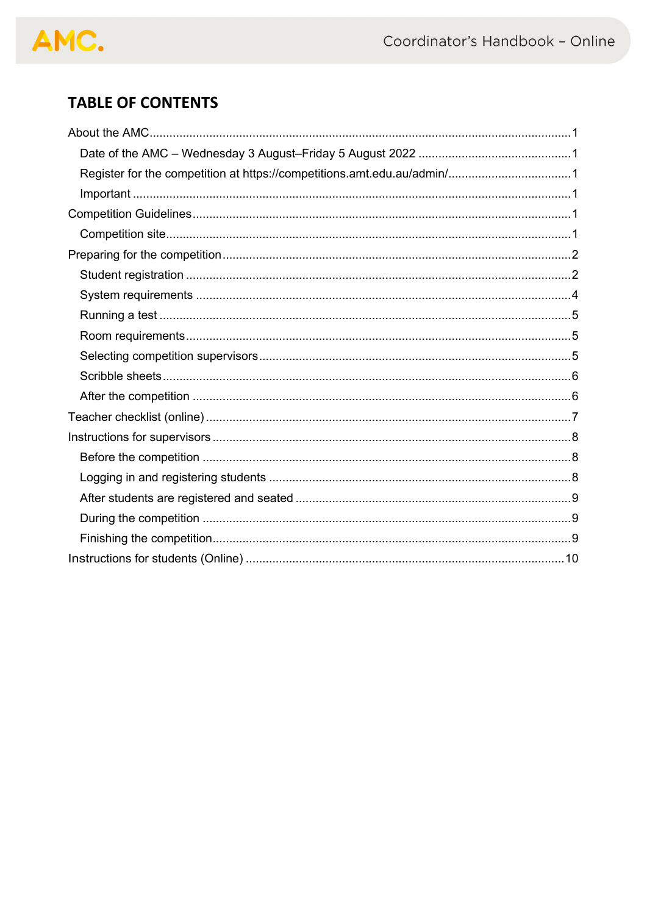## TABLE OF CONTENTS

About the AMC ........................................................................................................................1

- Date of the AMC – Wednesday 3 August–Friday 5 August 2022 ..............................................1
- Register for the competition at https://competitions.amt.edu.au/admin/....................................1
- Important ..................................................................................................................................1

Competition Guidelines ................................................................................................................1

- Competition site........................................................................................................................1

Preparing for the competition .......................................................................................................2

- Student registration ..................................................................................................................2
- System requirements ................................................................................................................4
- Running a test ..........................................................................................................................5
- Room requirements...................................................................................................................5
- Selecting competition supervisors.............................................................................................5
- Scribble sheets..........................................................................................................................6
- After the competition ................................................................................................................6

Teacher checklist (online) ............................................................................................................7

Instructions for supervisors ..........................................................................................................8

- Before the competition .............................................................................................................8
- Logging in and registering students ..........................................................................................8
- After students are registered and seated ..................................................................................9
- During the competition .............................................................................................................9
- Finishing the competition..........................................................................................................9

Instructions for students (Online) ...............................................................................................10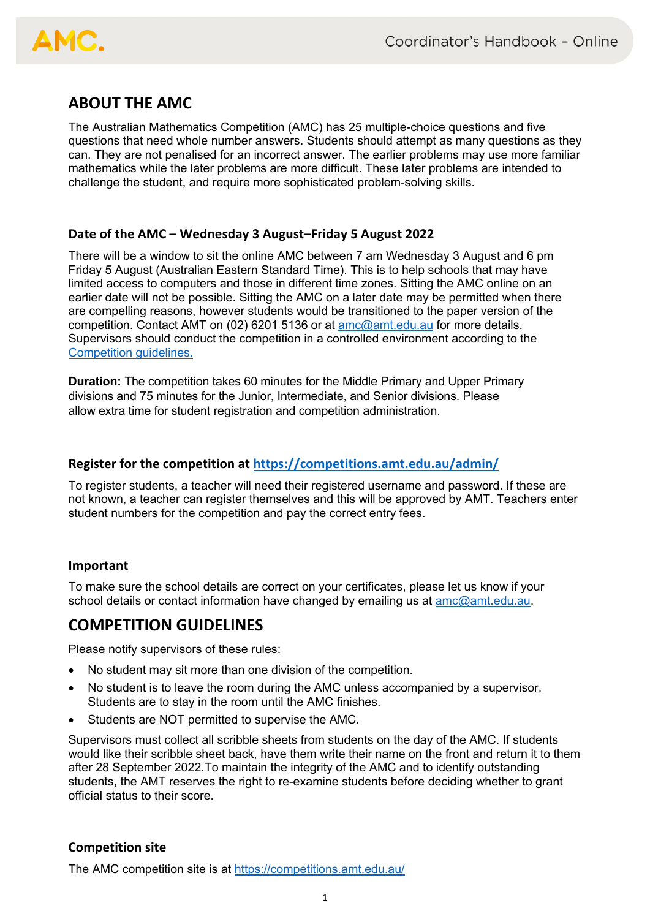## ABOUT THE AMC

The Australian Mathematics Competition (AMC) has 25 multiple-choice questions and five questions that need whole number answers. Students should attempt as many questions as they can. They are not penalised for an incorrect answer. The earlier problems may use more familiar mathematics while the later problems are more difficult. These later problems are intended to challenge the student, and require more sophisticated problem-solving skills.

### Date of the AMC – Wednesday 3 August–Friday 5 August 2022

There will be a window to sit the online AMC between 7 am Wednesday 3 August and 6 pm Friday 5 August (Australian Eastern Standard Time). This is to help schools that may have limited access to computers and those in different time zones. Sitting the AMC online on an earlier date will not be possible. Sitting the AMC on a later date may be permitted when there are compelling reasons, however students would be transitioned to the paper version of the competition. Contact AMT on (02) 6201 5136 or at amc@amt.edu.au for more details. Supervisors should conduct the competition in a controlled environment according to the Competition guidelines.

**Duration:** The competition takes 60 minutes for the Middle Primary and Upper Primary divisions and 75 minutes for the Junior, Intermediate, and Senior divisions. Please allow extra time for student registration and competition administration.

### Register for the competition at https://competitions.amt.edu.au/admin/

To register students, a teacher will need their registered username and password. If these are not known, a teacher can register themselves and this will be approved by AMT. Teachers enter student numbers for the competition and pay the correct entry fees.

### Important

To make sure the school details are correct on your certificates, please let us know if your school details or contact information have changed by emailing us at amc@amt.edu.au.

## COMPETITION GUIDELINES

Please notify supervisors of these rules:

- No student may sit more than one division of the competition.
- No student is to leave the room during the AMC unless accompanied by a supervisor. Students are to stay in the room until the AMC finishes.
- Students are NOT permitted to supervise the AMC.

Supervisors must collect all scribble sheets from students on the day of the AMC. If students would like their scribble sheet back, have them write their name on the front and return it to them after 28 September 2022.To maintain the integrity of the AMC and to identify outstanding students, the AMT reserves the right to re-examine students before deciding whether to grant official status to their score.

### Competition site

The AMC competition site is at https://competitions.amt.edu.au/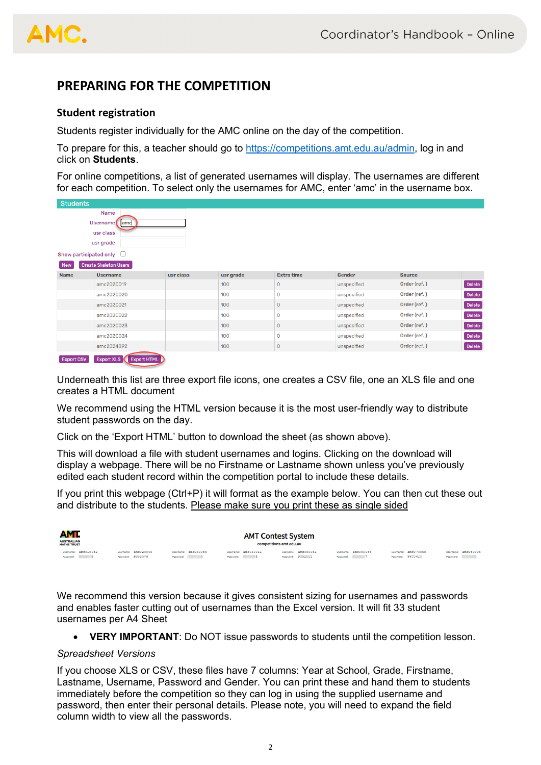## PREPARING FOR THE COMPETITION

### Student registration

Students register individually for the AMC online on the day of the competition.

To prepare for this, a teacher should go to https://competitions.amt.edu.au/admin, log in and click on **Students**.

For online competitions, a list of generated usernames will display. The usernames are different for each competition. To select only the usernames for AMC, enter 'amc' in the username box.

Underneath this list are three export file icons, one creates a CSV file, one an XLS file and one creates a HTML document

We recommend using the HTML version because it is the most user-friendly way to distribute student passwords on the day.

Click on the 'Export HTML' button to download the sheet (as shown above).

This will download a file with student usernames and logins. Clicking on the download will display a webpage. There will be no Firstname or Lastname shown unless you've previously edited each student record within the competition portal to include these details.

If you print this webpage (Ctrl+P) it will format as the example below. You can then cut these out and distribute to the students. Please make sure you print these as single sided

We recommend this version because it gives consistent sizing for usernames and passwords and enables faster cutting out of usernames than the Excel version. It will fit 33 student usernames per A4 Sheet

- **VERY IMPORTANT**: Do NOT issue passwords to students until the competition lesson.

*Spreadsheet Versions*

If you choose XLS or CSV, these files have 7 columns: Year at School, Grade, Firstname, Lastname, Username, Password and Gender. You can print these and hand them to students immediately before the competition so they can log in using the supplied username and password, then enter their personal details. Please note, you will need to expand the field column width to view all the passwords.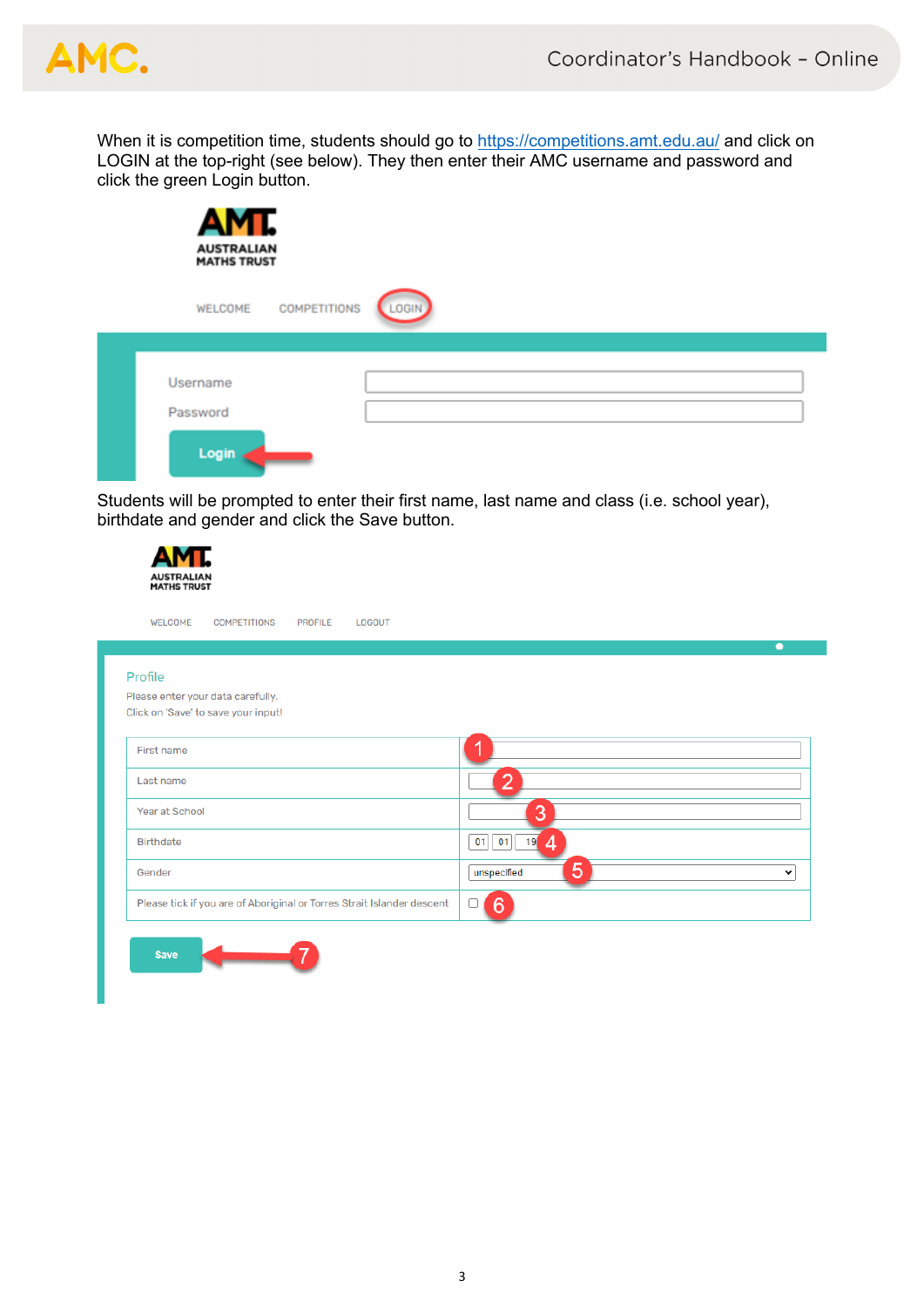When it is competition time, students should go to https://competitions.amt.edu.au/ and click on LOGIN at the top-right (see below). They then enter their AMC username and password and click the green Login button.

Students will be prompted to enter their first name, last name and class (i.e. school year), birthdate and gender and click the Save button.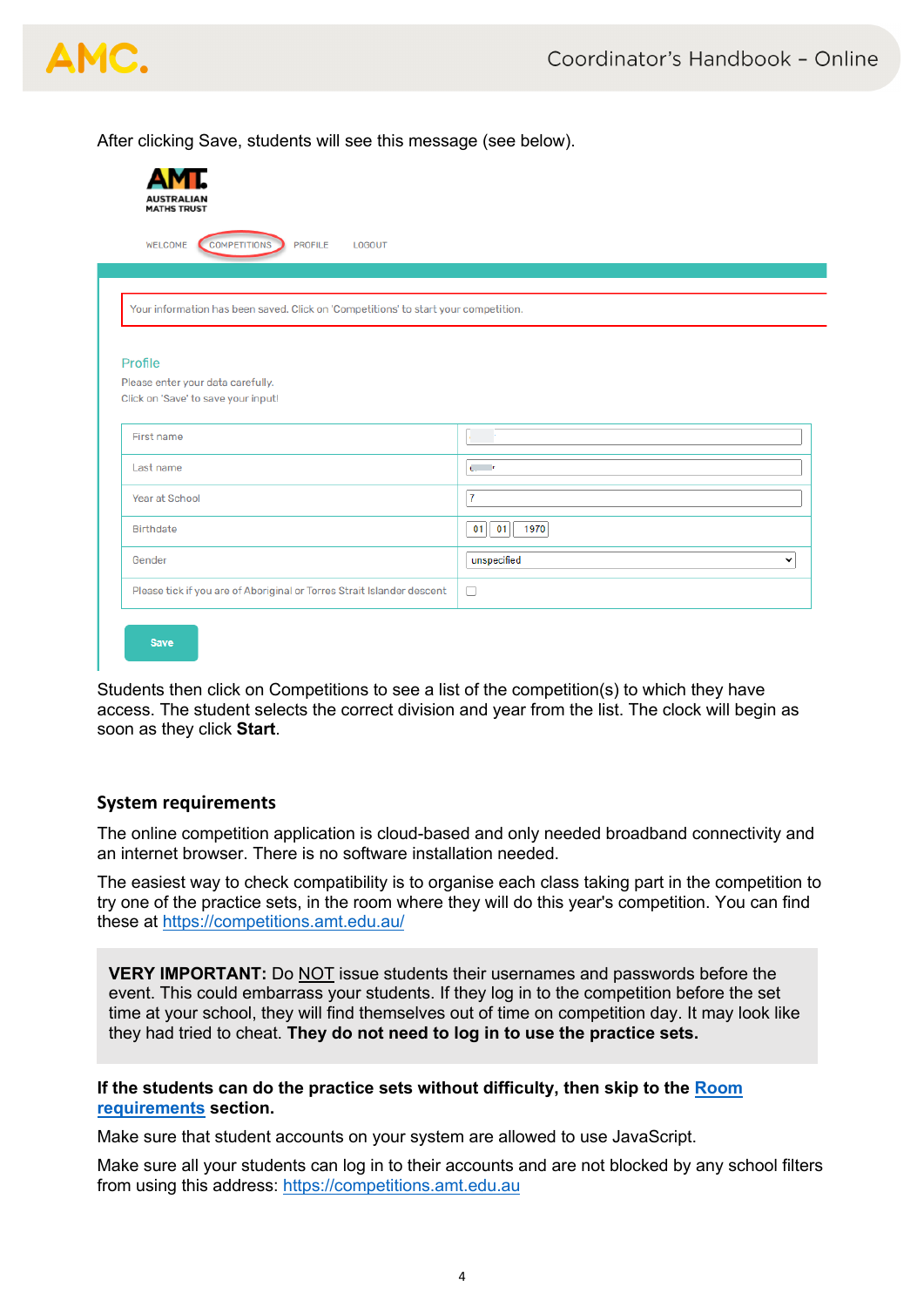After clicking Save, students will see this message (see below).

Students then click on Competitions to see a list of the competition(s) to which they have access. The student selects the correct division and year from the list. The clock will begin as soon as they click **Start**.

## System requirements

The online competition application is cloud-based and only needed broadband connectivity and an internet browser. There is no software installation needed.

The easiest way to check compatibility is to organise each class taking part in the competition to try one of the practice sets, in the room where they will do this year's competition. You can find these at https://competitions.amt.edu.au/

> **VERY IMPORTANT:** Do NOT issue students their usernames and passwords before the event. This could embarrass your students. If they log in to the competition before the set time at your school, they will find themselves out of time on competition day. It may look like they had tried to cheat. **They do not need to log in to use the practice sets.**

**If the students can do the practice sets without difficulty, then skip to the Room requirements section.**

Make sure that student accounts on your system are allowed to use JavaScript.

Make sure all your students can log in to their accounts and are not blocked by any school filters from using this address: https://competitions.amt.edu.au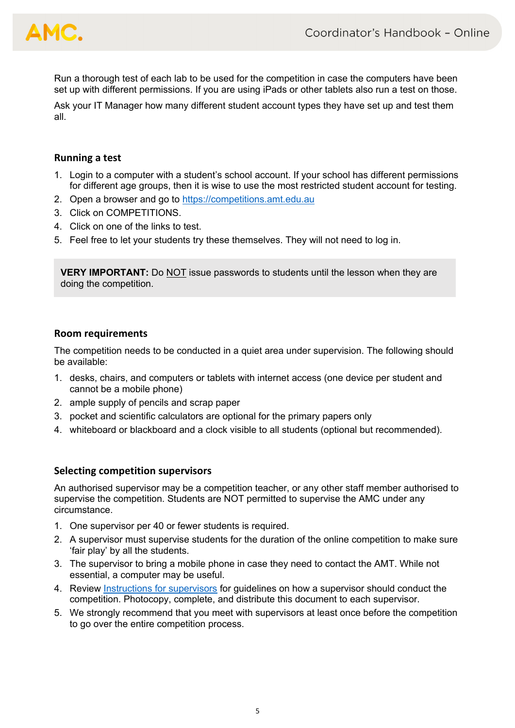Run a thorough test of each lab to be used for the competition in case the computers have been set up with different permissions. If you are using iPads or other tablets also run a test on those.

Ask your IT Manager how many different student account types they have set up and test them all.

### Running a test

1. Login to a computer with a student's school account. If your school has different permissions for different age groups, then it is wise to use the most restricted student account for testing.
2. Open a browser and go to [https://competitions.amt.edu.au](https://competitions.amt.edu.au)
3. Click on COMPETITIONS.
4. Click on one of the links to test.
5. Feel free to let your students try these themselves. They will not need to log in.

> **VERY IMPORTANT:** Do NOT issue passwords to students until the lesson when they are doing the competition.

### Room requirements

The competition needs to be conducted in a quiet area under supervision. The following should be available:

1. desks, chairs, and computers or tablets with internet access (one device per student and cannot be a mobile phone)
2. ample supply of pencils and scrap paper
3. pocket and scientific calculators are optional for the primary papers only
4. whiteboard or blackboard and a clock visible to all students (optional but recommended).

### Selecting competition supervisors

An authorised supervisor may be a competition teacher, or any other staff member authorised to supervise the competition. Students are NOT permitted to supervise the AMC under any circumstance.

1. One supervisor per 40 or fewer students is required.
2. A supervisor must supervise students for the duration of the online competition to make sure 'fair play' by all the students.
3. The supervisor to bring a mobile phone in case they need to contact the AMT. While not essential, a computer may be useful.
4. Review Instructions for supervisors for guidelines on how a supervisor should conduct the competition. Photocopy, complete, and distribute this document to each supervisor.
5. We strongly recommend that you meet with supervisors at least once before the competition to go over the entire competition process.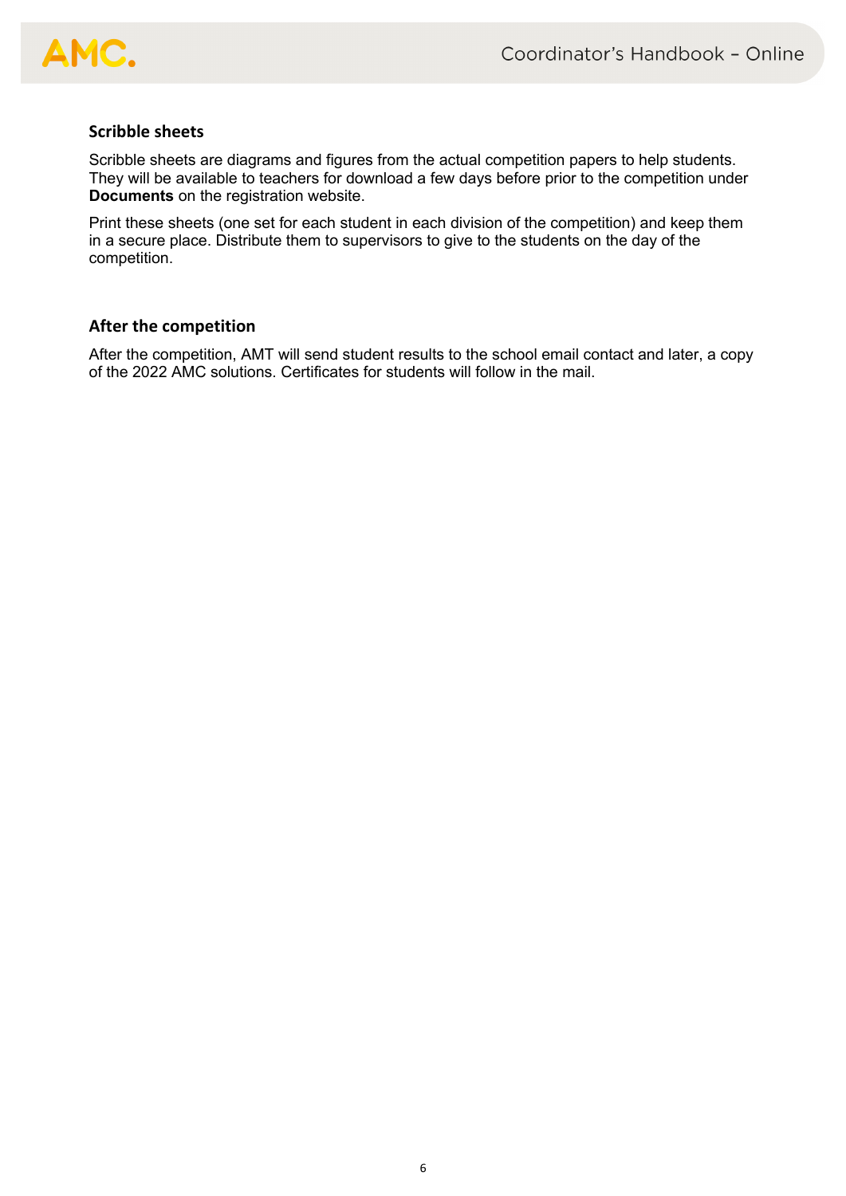### Scribble sheets

Scribble sheets are diagrams and figures from the actual competition papers to help students. They will be available to teachers for download a few days before prior to the competition under **Documents** on the registration website.

Print these sheets (one set for each student in each division of the competition) and keep them in a secure place. Distribute them to supervisors to give to the students on the day of the competition.

### After the competition

After the competition, AMT will send student results to the school email contact and later, a copy of the 2022 AMC solutions. Certificates for students will follow in the mail.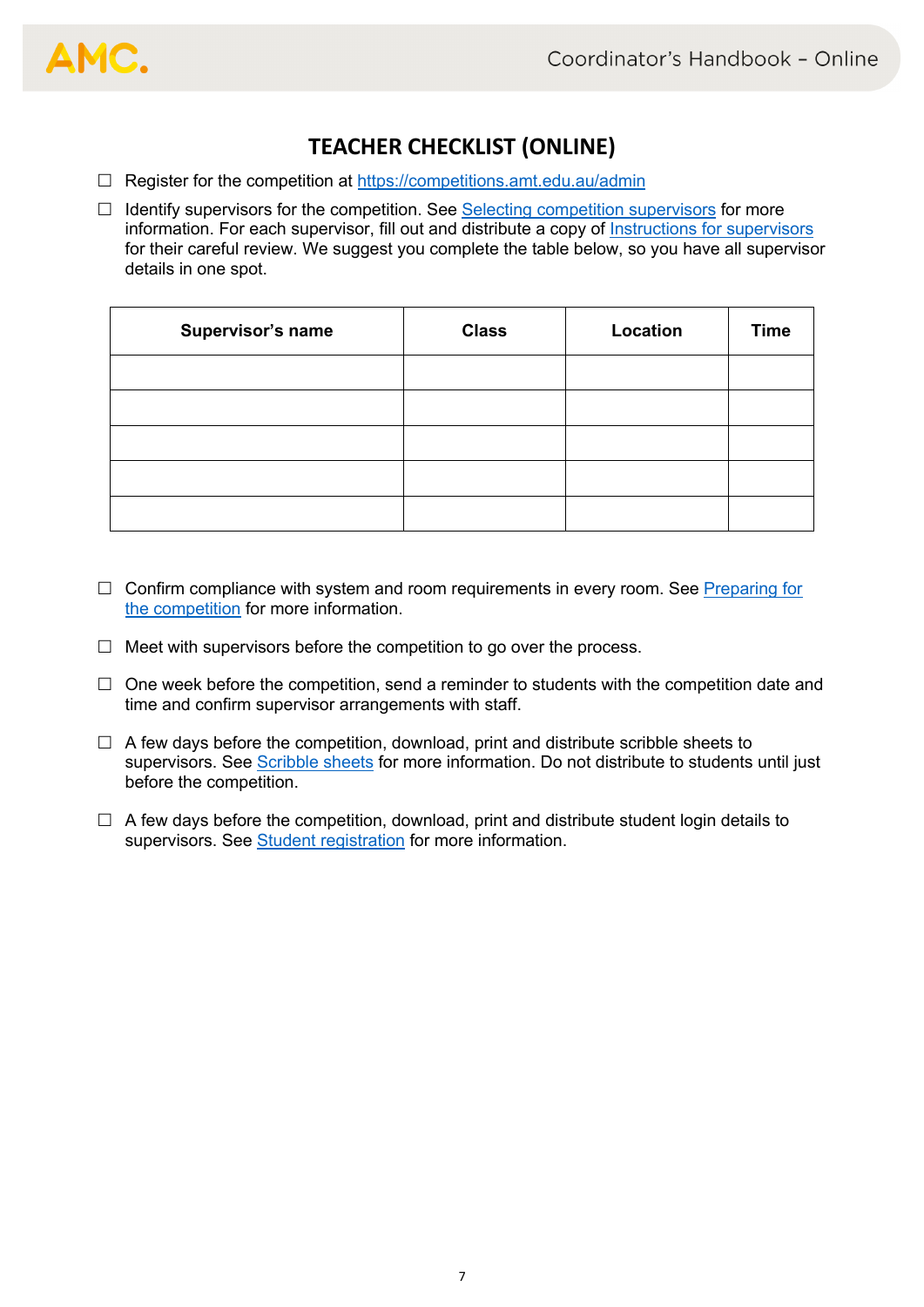# TEACHER CHECKLIST (ONLINE)

☐ Register for the competition at https://competitions.amt.edu.au/admin

☐ Identify supervisors for the competition. See Selecting competition supervisors for more information. For each supervisor, fill out and distribute a copy of Instructions for supervisors for their careful review. We suggest you complete the table below, so you have all supervisor details in one spot.

| Supervisor's name | Class | Location | Time |
|---|---|---|---|
| | | | |
| | | | |
| | | | |
| | | | |
| | | | |

☐ Confirm compliance with system and room requirements in every room. See Preparing for the competition for more information.

☐ Meet with supervisors before the competition to go over the process.

☐ One week before the competition, send a reminder to students with the competition date and time and confirm supervisor arrangements with staff.

☐ A few days before the competition, download, print and distribute scribble sheets to supervisors. See Scribble sheets for more information. Do not distribute to students until just before the competition.

☐ A few days before the competition, download, print and distribute student login details to supervisors. See Student registration for more information.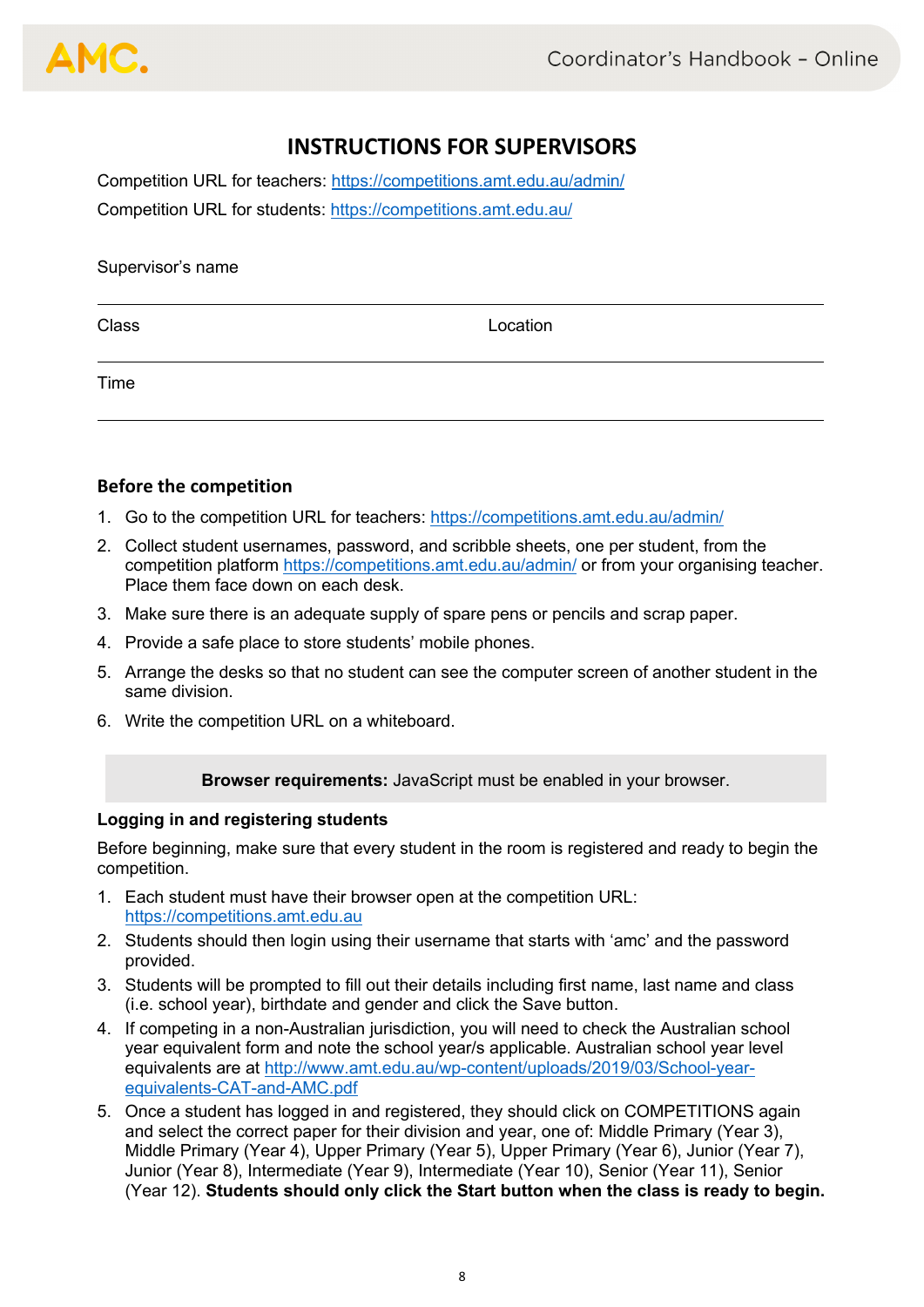# INSTRUCTIONS FOR SUPERVISORS

Competition URL for teachers: https://competitions.amt.edu.au/admin/

Competition URL for students: https://competitions.amt.edu.au/

Supervisor's name

Class                                                            Location

Time

### Before the competition

1. Go to the competition URL for teachers: https://competitions.amt.edu.au/admin/
2. Collect student usernames, password, and scribble sheets, one per student, from the competition platform https://competitions.amt.edu.au/admin/ or from your organising teacher. Place them face down on each desk.
3. Make sure there is an adequate supply of spare pens or pencils and scrap paper.
4. Provide a safe place to store students' mobile phones.
5. Arrange the desks so that no student can see the computer screen of another student in the same division.
6. Write the competition URL on a whiteboard.

**Browser requirements:** JavaScript must be enabled in your browser.

**Logging in and registering students**

Before beginning, make sure that every student in the room is registered and ready to begin the competition.

1. Each student must have their browser open at the competition URL: https://competitions.amt.edu.au
2. Students should then login using their username that starts with 'amc' and the password provided.
3. Students will be prompted to fill out their details including first name, last name and class (i.e. school year), birthdate and gender and click the Save button.
4. If competing in a non-Australian jurisdiction, you will need to check the Australian school year equivalent form and note the school year/s applicable. Australian school year level equivalents are at http://www.amt.edu.au/wp-content/uploads/2019/03/School-year-equivalents-CAT-and-AMC.pdf
5. Once a student has logged in and registered, they should click on COMPETITIONS again and select the correct paper for their division and year, one of: Middle Primary (Year 3), Middle Primary (Year 4), Upper Primary (Year 5), Upper Primary (Year 6), Junior (Year 7), Junior (Year 8), Intermediate (Year 9), Intermediate (Year 10), Senior (Year 11), Senior (Year 12). **Students should only click the Start button when the class is ready to begin.**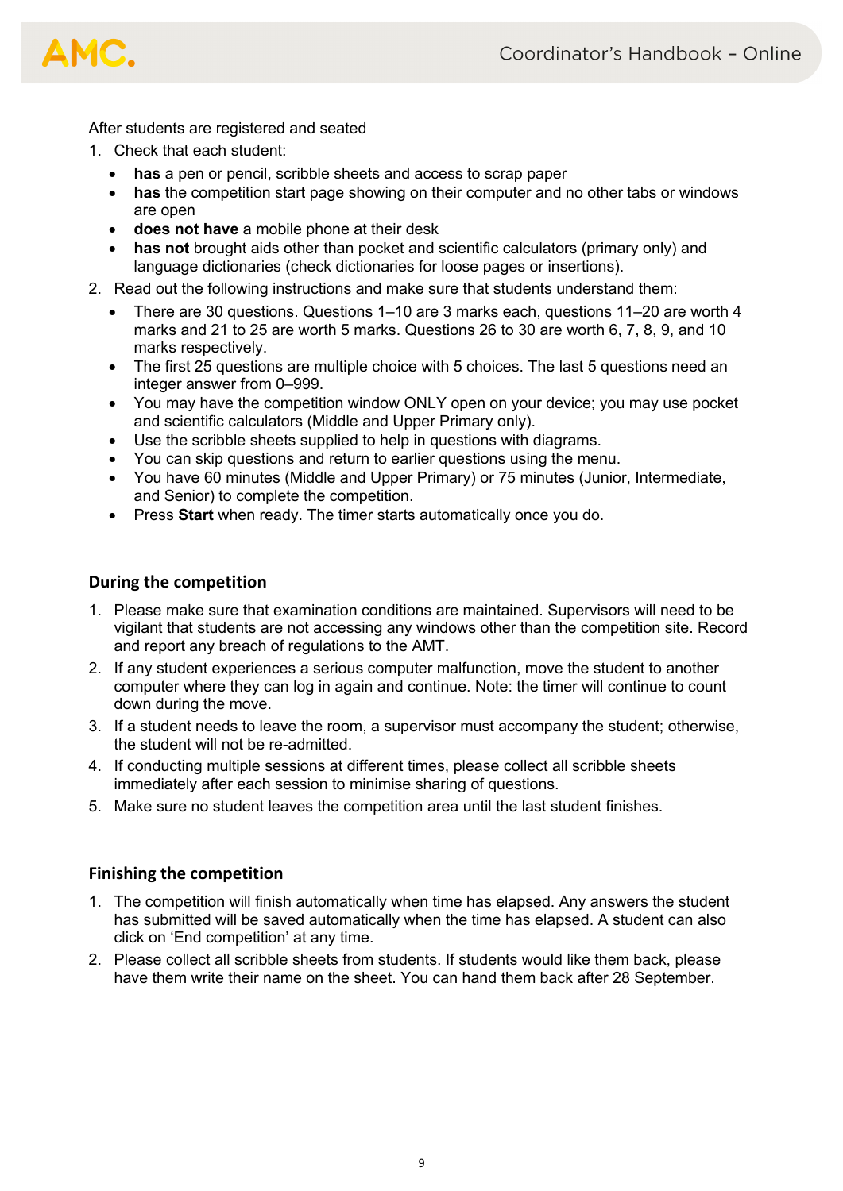After students are registered and seated

1. Check that each student:
   - **has** a pen or pencil, scribble sheets and access to scrap paper
   - **has** the competition start page showing on their computer and no other tabs or windows are open
   - **does not have** a mobile phone at their desk
   - **has not** brought aids other than pocket and scientific calculators (primary only) and language dictionaries (check dictionaries for loose pages or insertions).
2. Read out the following instructions and make sure that students understand them:
   - There are 30 questions. Questions 1–10 are 3 marks each, questions 11–20 are worth 4 marks and 21 to 25 are worth 5 marks. Questions 26 to 30 are worth 6, 7, 8, 9, and 10 marks respectively.
   - The first 25 questions are multiple choice with 5 choices. The last 5 questions need an integer answer from 0–999.
   - You may have the competition window ONLY open on your device; you may use pocket and scientific calculators (Middle and Upper Primary only).
   - Use the scribble sheets supplied to help in questions with diagrams.
   - You can skip questions and return to earlier questions using the menu.
   - You have 60 minutes (Middle and Upper Primary) or 75 minutes (Junior, Intermediate, and Senior) to complete the competition.
   - Press **Start** when ready. The timer starts automatically once you do.

## During the competition

1. Please make sure that examination conditions are maintained. Supervisors will need to be vigilant that students are not accessing any windows other than the competition site. Record and report any breach of regulations to the AMT.
2. If any student experiences a serious computer malfunction, move the student to another computer where they can log in again and continue. Note: the timer will continue to count down during the move.
3. If a student needs to leave the room, a supervisor must accompany the student; otherwise, the student will not be re-admitted.
4. If conducting multiple sessions at different times, please collect all scribble sheets immediately after each session to minimise sharing of questions.
5. Make sure no student leaves the competition area until the last student finishes.

## Finishing the competition

1. The competition will finish automatically when time has elapsed. Any answers the student has submitted will be saved automatically when the time has elapsed. A student can also click on 'End competition' at any time.
2. Please collect all scribble sheets from students. If students would like them back, please have them write their name on the sheet. You can hand them back after 28 September.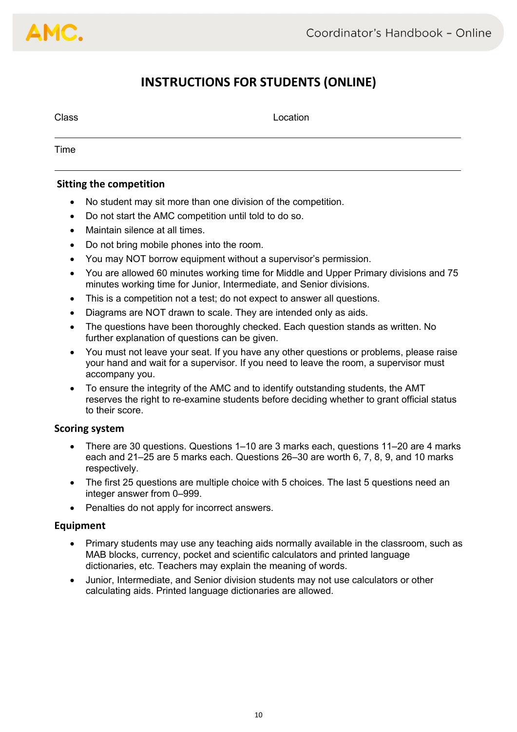# INSTRUCTIONS FOR STUDENTS (ONLINE)

Class Location

---

Time

---

## Sitting the competition

- No student may sit more than one division of the competition.
- Do not start the AMC competition until told to do so.
- Maintain silence at all times.
- Do not bring mobile phones into the room.
- You may NOT borrow equipment without a supervisor's permission.
- You are allowed 60 minutes working time for Middle and Upper Primary divisions and 75 minutes working time for Junior, Intermediate, and Senior divisions.
- This is a competition not a test; do not expect to answer all questions.
- Diagrams are NOT drawn to scale. They are intended only as aids.
- The questions have been thoroughly checked. Each question stands as written. No further explanation of questions can be given.
- You must not leave your seat. If you have any other questions or problems, please raise your hand and wait for a supervisor. If you need to leave the room, a supervisor must accompany you.
- To ensure the integrity of the AMC and to identify outstanding students, the AMT reserves the right to re-examine students before deciding whether to grant official status to their score.

## Scoring system

- There are 30 questions. Questions 1–10 are 3 marks each, questions 11–20 are 4 marks each and 21–25 are 5 marks each. Questions 26–30 are worth 6, 7, 8, 9, and 10 marks respectively.
- The first 25 questions are multiple choice with 5 choices. The last 5 questions need an integer answer from 0–999.
- Penalties do not apply for incorrect answers.

## Equipment

- Primary students may use any teaching aids normally available in the classroom, such as MAB blocks, currency, pocket and scientific calculators and printed language dictionaries, etc. Teachers may explain the meaning of words.
- Junior, Intermediate, and Senior division students may not use calculators or other calculating aids. Printed language dictionaries are allowed.